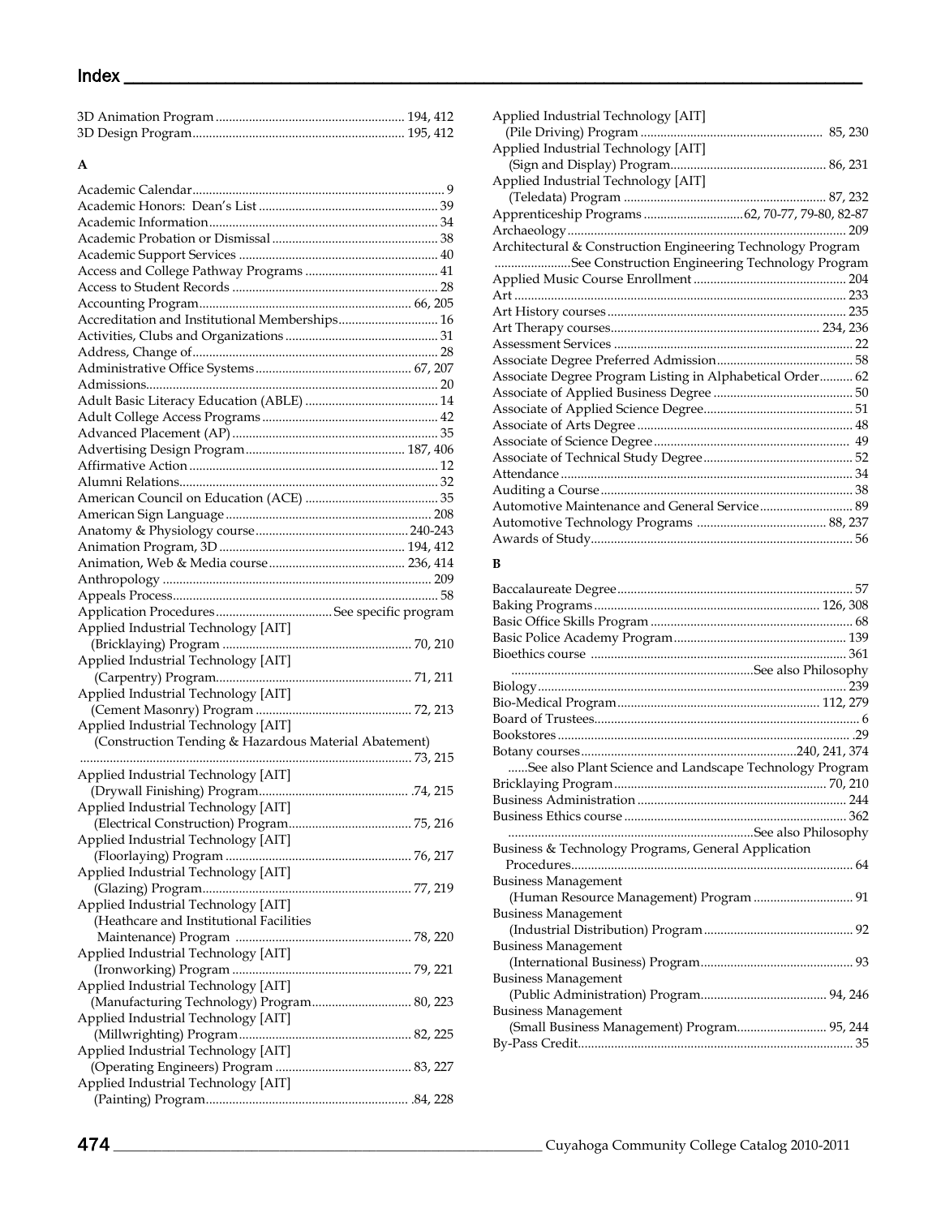# Index

3D Animation Program ........................................................ 194, 412
3D Design Program............................................................... 195, 412

**A**

Academic Calendar........................................................................... 9
Academic Honors: Dean's List ...................................................... 39
Academic Information.................................................................... 34
Academic Probation or Dismissal ................................................. 38
Academic Support Services ........................................................... 40
Access and College Pathway Programs ........................................ 41
Access to Student Records ............................................................. 28
Accounting Program............................................................... 66, 205
Accreditation and Institutional Memberships............................. 16
Activities, Clubs and Organizations ............................................. 31
Address, Change of......................................................................... 28
Administrative Office Systems.............................................. 67, 207
Admissions....................................................................................... 20
Adult Basic Literacy Education (ABLE) ........................................ 14
Adult College Access Programs .................................................... 42
Advanced Placement (AP) ............................................................. 35
Advertising Design Program............................................... 187, 406
Affirmative Action .......................................................................... 12
Alumni Relations............................................................................. 32
American Council on Education (ACE) ........................................ 35
American Sign Language .............................................................. 208
Anatomy & Physiology course............................................. 240-243
Animation Program, 3D ....................................................... 194, 412
Animation, Web & Media course......................................... 236, 414
Anthropology ................................................................................ 209
Appeals Process............................................................................... 58
Application Procedures.................................. See specific program
Applied Industrial Technology [AIT]
   (Bricklaying) Program ......................................................... 70, 210
Applied Industrial Technology [AIT]
   (Carpentry) Program........................................................... 71, 211
Applied Industrial Technology [AIT]
   (Cement Masonry) Program .............................................. 72, 213
Applied Industrial Technology [AIT]
   (Construction Tending & Hazardous Material Abatement)
   ................................................................................................ 73, 215
Applied Industrial Technology [AIT]
   (Drywall Finishing) Program............................................. .74, 215
Applied Industrial Technology [AIT]
   (Electrical Construction) Program..................................... 75, 216
Applied Industrial Technology [AIT]
   (Floorlaying) Program ........................................................ 76, 217
Applied Industrial Technology [AIT]
   (Glazing) Program............................................................... 77, 219
Applied Industrial Technology [AIT]
   (Heathcare and Institutional Facilities
   Maintenance) Program ..................................................... 78, 220
Applied Industrial Technology [AIT]
   (Ironworking) Program ...................................................... 79, 221
Applied Industrial Technology [AIT]
   (Manufacturing Technology) Program.............................. 80, 223
Applied Industrial Technology [AIT]
   (Millwrighting) Program.................................................... 82, 225
Applied Industrial Technology [AIT]
   (Operating Engineers) Program ......................................... 83, 227
Applied Industrial Technology [AIT]
   (Painting) Program............................................................. .84, 228
Applied Industrial Technology [AIT]
   (Pile Driving) Program ....................................................... 85, 230
Applied Industrial Technology [AIT]
   (Sign and Display) Program............................................... 86, 231
Applied Industrial Technology [AIT]
   (Teledata) Program ............................................................. 87, 232
Apprenticeship Programs .............................62, 70-77, 79-80, 82-87
Archaeology ................................................................................... 209
Architectural & Construction Engineering Technology Program
   ......................See Construction Engineering Technology Program
Applied Music Course Enrollment ............................................. 204
Art .................................................................................................. 233
Art History courses....................................................................... 235
Art Therapy courses............................................................. 234, 236
Assessment Services ....................................................................... 22
Associate Degree Preferred Admission......................................... 58
Associate Degree Program Listing in Alphabetical Order.......... 62
Associate of Applied Business Degree .......................................... 50
Associate of Applied Science Degree............................................. 51
Associate of Arts Degree ................................................................. 48
Associate of Science Degree ........................................................... 49
Associate of Technical Study Degree ............................................. 52
Attendance ....................................................................................... 34
Auditing a Course ........................................................................... 38
Automotive Maintenance and General Service............................ 89
Automotive Technology Programs ...................................... 88, 237
Awards of Study.............................................................................. 56

**B**

Baccalaureate Degree...................................................................... 57
Baking Programs .................................................................. 126, 308
Basic Office Skills Program ............................................................ 68
Basic Police Academy Program................................................... 139
Bioethics course ............................................................................ 361
   .......................................................................See also Philosophy
Biology............................................................................................ 239
Bio-Medical Program........................................................... 112, 279
Board of Trustees............................................................................... 6
Bookstores ....................................................................................... .29
Botany courses................................................................240, 241, 374
   ......See also Plant Science and Landscape Technology Program
Bricklaying Program .............................................................. 70, 210
Business Administration .............................................................. 244
Business Ethics course .................................................................. 362
   .........................................................................See also Philosophy
Business & Technology Programs, General Application
   Procedures................................................................................... 64
Business Management
   (Human Resource Management) Program .............................. 91
Business Management
   (Industrial Distribution) Program ............................................. 92
Business Management
   (International Business) Program.............................................. 93
Business Management
   (Public Administration) Program...................................... 94, 246
Business Management
   (Small Business Management) Program........................... 95, 244
By-Pass Credit.................................................................................. 35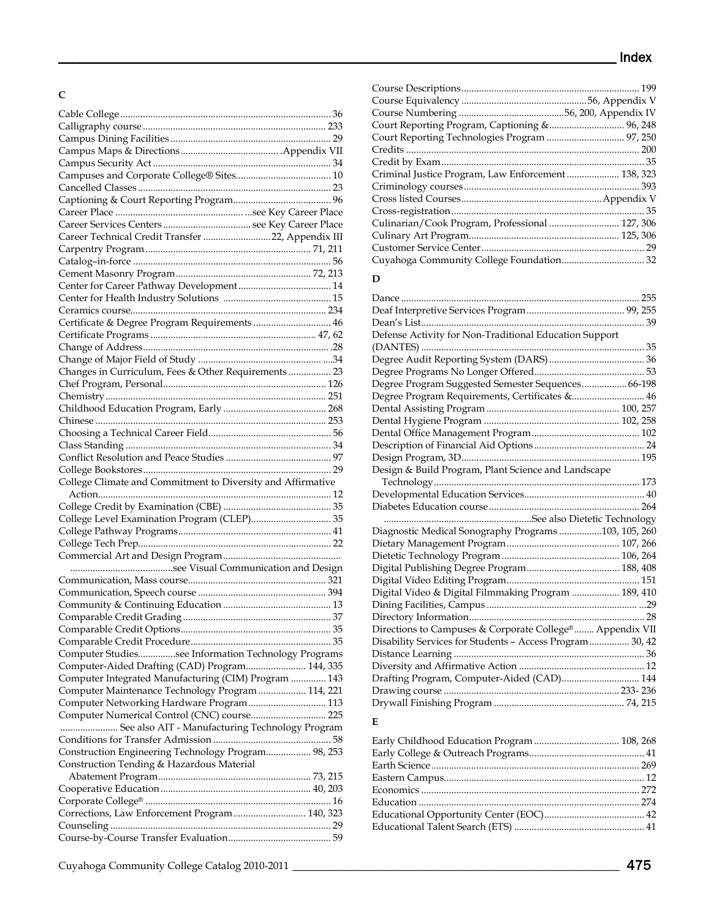## C

Cable College ........ 36
Calligraphy course ........ 233
Campus Dining Facilities ........ 29
Campus Maps & Directions ........ Appendix VII
Campus Security Act ........ 34
Campuses and Corporate College® Sites ........ 10
Cancelled Classes ........ 23
Captioning & Court Reporting Program ........ 96
Career Place ........ see Key Career Place
Career Services Centers ........ see Key Career Place
Career Technical Credit Transfer ........ 22, Appendix III
Carpentry Program ........ 71, 211
Catalog–in-force ........ 56
Cement Masonry Program ........ 72, 213
Center for Career Pathway Development ........ 14
Center for Health Industry Solutions ........ 15
Ceramics course ........ 234
Certificate & Degree Program Requirements ........ 46
Certificate Programs ........ 47, 62
Change of Address ........ 28
Change of Major Field of Study ........ 34
Changes in Curriculum, Fees & Other Requirements ........ 23
Chef Program, Personal ........ 126
Chemistry ........ 251
Childhood Education Program, Early ........ 268
Chinese ........ 253
Choosing a Technical Career Field ........ 56
Class Standing ........ 34
Conflict Resolution and Peace Studies ........ 97
College Bookstores ........ 29
College Climate and Commitment to Diversity and Affirmative Action ........ 12
College Credit by Examination (CBE) ........ 35
College Level Examination Program (CLEP) ........ 35
College Pathway Programs ........ 41
College Tech Prep ........ 22
Commercial Art and Design Program ........ see Visual Communication and Design
Communication, Mass course ........ 321
Communication, Speech course ........ 394
Community & Continuing Education ........ 13
Comparable Credit Grading ........ 37
Comparable Credit Options ........ 35
Comparable Credit Procedure ........ 35
Computer Studies ........ see Information Technology Programs
Computer-Aided Drafting (CAD) Program ........ 144, 335
Computer Integrated Manufacturing (CIM) Program ........ 143
Computer Maintenance Technology Program ........ 114, 221
Computer Networking Hardware Program ........ 113
Computer Numerical Control (CNC) course ........ 225
........ See also AIT - Manufacturing Technology Program
Conditions for Transfer Admission ........ 58
Construction Engineering Technology Program ........ 98, 253
Construction Tending & Hazardous Material Abatement Program ........ 73, 215
Cooperative Education ........ 40, 203
Corporate College® ........ 16
Corrections, Law Enforcement Program ........ 140, 323
Counseling ........ 29
Course-by-Course Transfer Evaluation ........ 59
Course Descriptions ........ 199
Course Equivalency ........ 56, Appendix V
Course Numbering ........ 56, 200, Appendix IV
Court Reporting Program, Captioning & ........ 96, 248
Court Reporting Technologies Program ........ 97, 250
Credits ........ 200
Credit by Exam ........ 35
Criminal Justice Program, Law Enforcement ........ 138, 323
Criminology courses ........ 393
Cross listed Courses ........ Appendix V
Cross-registration ........ 35
Culinarian/Cook Program, Professional ........ 127, 306
Culinary Art Program ........ 125, 306
Customer Service Center ........ 29
Cuyahoga Community College Foundation ........ 32

## D

Dance ........ 255
Deaf Interpretive Services Program ........ 99, 255
Dean's List ........ 39
Defense Activity for Non-Traditional Education Support (DANTES) ........ 35
Degree Audit Reporting System (DARS) ........ 36
Degree Programs No Longer Offered ........ 53
Degree Program Suggested Semester Sequences ........ 66-198
Degree Program Requirements, Certificates & ........ 46
Dental Assisting Program ........ 100, 257
Dental Hygiene Program ........ 102, 258
Dental Office Management Program ........ 102
Description of Financial Aid Options ........ 24
Design Program, 3D ........ 195
Design & Build Program, Plant Science and Landscape Technology ........ 173
Developmental Education Services ........ 40
Diabetes Education course ........ 264
........ See also Dietetic Technology
Diagnostic Medical Sonography Programs ........ 103, 105, 260
Dietary Management Program ........ 107, 266
Dietetic Technology Program ........ 106, 264
Digital Publishing Degree Program ........ 188, 408
Digital Video Editing Program ........ 151
Digital Video & Digital Filmmaking Program ........ 189, 410
Dining Facilities, Campus ........ 29
Directory Information ........ 28
Directions to Campuses & Corporate College® ........ Appendix VII
Disability Services for Students – Access Program ........ 30, 42
Distance Learning ........ 36
Diversity and Affirmative Action ........ 12
Drafting Program, Computer-Aided (CAD) ........ 144
Drawing course ........ 233- 236
Drywall Finishing Program ........ 74, 215

## E

Early Childhood Education Program ........ 108, 268
Early College & Outreach Programs ........ 41
Earth Science ........ 269
Eastern Campus ........ 12
Economics ........ 272
Education ........ 274
Educational Opportunity Center (EOC) ........ 42
Educational Talent Search (ETS) ........ 41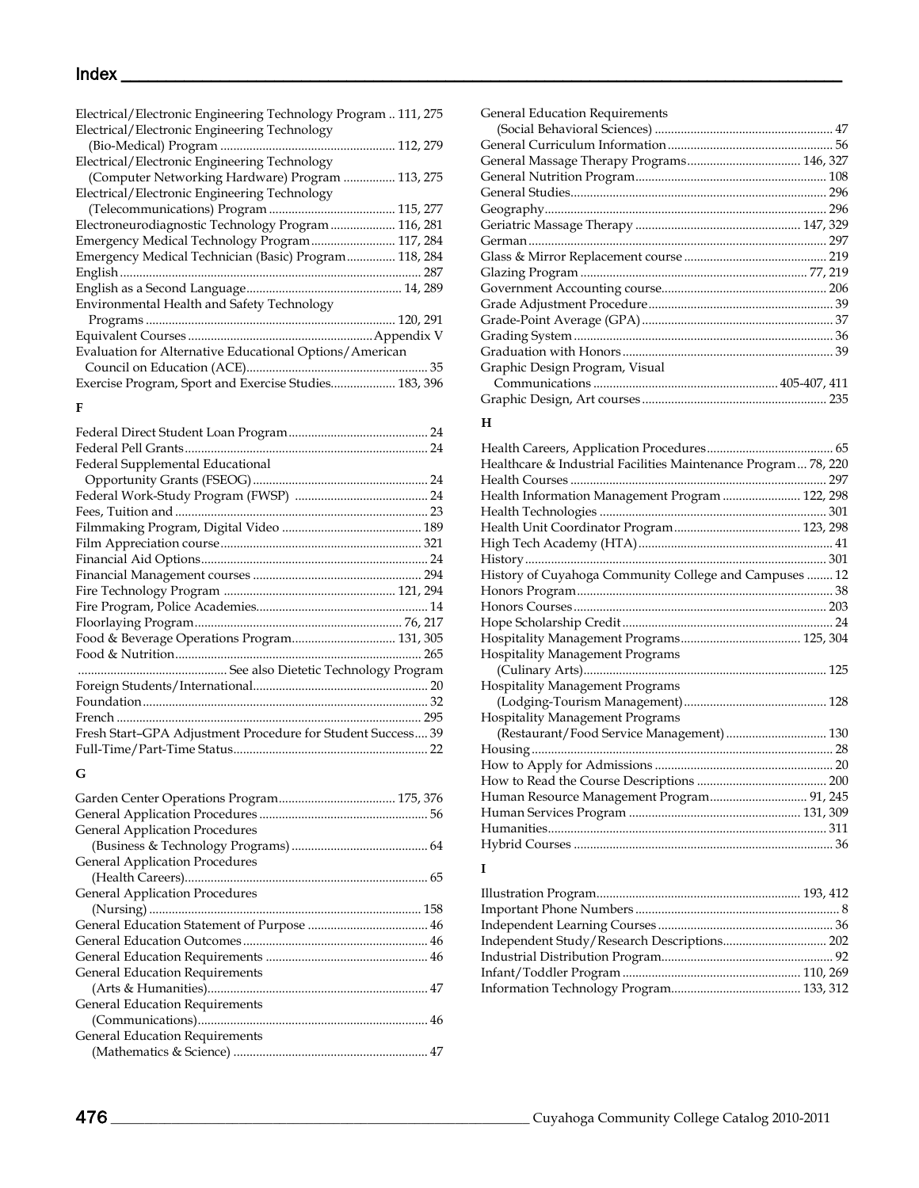Electrical/Electronic Engineering Technology Program .. 111, 275
Electrical/Electronic Engineering Technology (Bio-Medical) Program ..................................................... 112, 279
Electrical/Electronic Engineering Technology (Computer Networking Hardware) Program ................ 113, 275
Electrical/Electronic Engineering Technology (Telecommunications) Program ...................................... 115, 277
Electroneurodiagnostic Technology Program .................... 116, 281
Emergency Medical Technology Program .......................... 117, 284
Emergency Medical Technician (Basic) Program ............... 118, 284
English ........................................................................................ 287
English as a Second Language ............................................ 14, 289
Environmental Health and Safety Technology Programs ........................................................................ 120, 291
Equivalent Courses ............................................................ Appendix V
Evaluation for Alternative Educational Options/American Council on Education (ACE) ................................................... 35
Exercise Program, Sport and Exercise Studies .................... 183, 396

**F**

Federal Direct Student Loan Program ........................................... 24
Federal Pell Grants ........................................................................ 24
Federal Supplemental Educational Opportunity Grants (FSEOG) ................................................... 24
Federal Work-Study Program (FWSP) ......................................... 24
Fees, Tuition and ........................................................................... 23
Filmmaking Program, Digital Video ........................................... 189
Film Appreciation course ............................................................ 321
Financial Aid Options .................................................................... 24
Financial Management courses ................................................... 294
Fire Technology Program ..................................................... 121, 294
Fire Program, Police Academies .................................................... 14
Floorlaying Program ............................................................... 76, 217
Food & Beverage Operations Program ................................. 131, 305
Food & Nutrition .......................................................................... 265
.............................................. See also Dietetic Technology Program
Foreign Students/International ..................................................... 20
Foundation ..................................................................................... 32
French .......................................................................................... 295
Fresh Start–GPA Adjustment Procedure for Student Success .... 39
Full-Time/Part-Time Status ........................................................... 22

**G**

Garden Center Operations Program .................................... 175, 376
General Application Procedures ................................................... 56
General Application Procedures (Business & Technology Programs) ......................................... 64
General Application Procedures (Health Careers) ......................................................................... 65
General Application Procedures (Nursing) ................................................................................. 158
General Education Statement of Purpose .................................... 46
General Education Outcomes ........................................................ 46
General Education Requirements ................................................. 46
General Education Requirements (Arts & Humanities) .................................................................. 47
General Education Requirements (Communications) ..................................................................... 46
General Education Requirements (Mathematics & Science) .......................................................... 47
General Education Requirements (Social Behavioral Sciences) ...................................................... 47
General Curriculum Information .................................................. 56
General Massage Therapy Programs ................................... 146, 327
General Nutrition Program .......................................................... 108
General Studies ............................................................................ 296
Geography .................................................................................... 296
Geriatric Massage Therapy .................................................. 147, 329
German ......................................................................................... 297
Glass & Mirror Replacement course ........................................... 219
Glazing Program ..................................................................... 77, 219
Government Accounting course .................................................. 206
Grade Adjustment Procedure ........................................................ 39
Grade-Point Average (GPA) .......................................................... 37
Grading System ............................................................................. 36
Graduation with Honors ................................................................ 39
Graphic Design Program, Visual Communications ........................................................ 405-407, 411
Graphic Design, Art courses ........................................................ 235

**H**

Health Careers, Application Procedures ....................................... 65
Healthcare & Industrial Facilities Maintenance Program ... 78, 220
Health Courses ............................................................................. 297
Health Information Management Program ........................ 122, 298
Health Technologies .................................................................... 301
Health Unit Coordinator Program ....................................... 123, 298
High Tech Academy (HTA) ........................................................... 41
History .......................................................................................... 301
History of Cuyahoga Community College and Campuses ........ 12
Honors Program ............................................................................. 38
Honors Courses ............................................................................ 203
Hope Scholarship Credit ................................................................ 24
Hospitality Management Programs .................................... 125, 304
Hospitality Management Programs (Culinary Arts) ....................................................................... 125
Hospitality Management Programs (Lodging-Tourism Management) ........................................... 128
Hospitality Management Programs (Restaurant/Food Service Management) .............................. 130
Housing .......................................................................................... 28
How to Apply for Admissions ...................................................... 20
How to Read the Course Descriptions ........................................ 200
Human Resource Management Program .............................. 91, 245
Human Services Program .................................................... 131, 309
Humanities ................................................................................... 311
Hybrid Courses .............................................................................. 36

**I**

Illustration Program .............................................................. 193, 412
Important Phone Numbers ............................................................... 8
Independent Learning Courses ..................................................... 36
Independent Study/Research Descriptions ................................ 202
Industrial Distribution Program .................................................... 92
Infant/Toddler Program ....................................................... 110, 269
Information Technology Program ........................................ 133, 312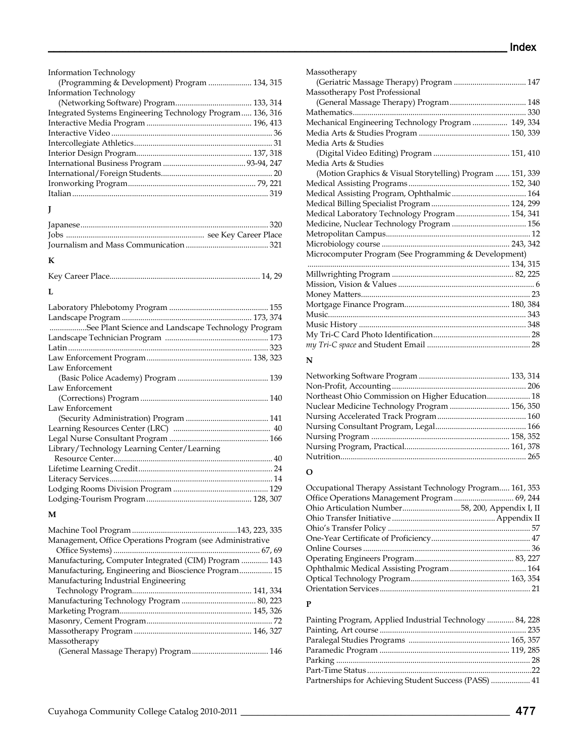Information Technology
(Programming & Development) Program ..................... 134, 315
Information Technology
(Networking Software) Program..................................... 133, 314
Integrated Systems Engineering Technology Program..... 136, 316
Interactive Media Program .................................................. 196, 413
Interactive Video ............................................................................ 36
Intercollegiate Athletics.................................................................. 31
Interior Design Program....................................................... 137, 318
International Business Program ....................................... 93-94, 247
International/Foreign Students...................................................... 20
Ironworking Program............................................................. 79, 221
Italian ............................................................................................. 319

**J**

Japanese......................................................................................... 320
Jobs .................................................................. see Key Career Place
Journalism and Mass Communication ........................................ 321

**K**

Key Career Place........................................................................ 14, 29

**L**

Laboratory Phlebotomy Program ................................................ 155
Landscape Program .............................................................. 173, 374
..................See Plant Science and Landscape Technology Program
Landscape Technician Program ................................................. 173
Latin ................................................................................................ 323
Law Enforcement Program .................................................. 138, 323
Law Enforcement
(Basic Police Academy) Program ............................................ 139
Law Enforcement
(Corrections) Program ............................................................. 140
Law Enforcement
(Security Administration) Program ........................................ 141
Learning Resources Center (LRC) ............................................... 40
Legal Nurse Consultant Program ................................................ 166
Library/Technology Learning Center/Learning
Resource Center............................................................................ 40
Lifetime Learning Credit................................................................. 24
Literacy Services.............................................................................. 14
Lodging Rooms Division Program ............................................. 129
Lodging-Tourism Program .................................................. 128, 307

**M**

Machine Tool Program ..................................................143, 223, 335
Management, Office Operations Program (see Administrative
Office Systems) ...................................................................... 67, 69
Manufacturing, Computer Integrated (CIM) Program ............. 143
Manufacturing, Engineering and Bioscience Program................ 15
Manufacturing Industrial Engineering
Technology Program......................................................... 141, 334
Manufacturing Technology Program .................................... 80, 223
Marketing Program............................................................... 145, 326
Masonry, Cement Program ............................................................ 72
Massotherapy Program ........................................................ 146, 327
Massotherapy
(General Massage Therapy) Program..................................... 146

Massotherapy
(Geriatric Massage Therapy) Program ................................... 147
Massotherapy Post Professional
(General Massage Therapy) Program..................................... 148
Mathematics................................................................................... 330
Mechanical Engineering Technology Program ................. 149, 334
Media Arts & Studies Program ............................................ 150, 339
Media Arts & Studies
(Digital Video Editing) Program ..................................... 151, 410
Media Arts & Studies
(Motion Graphics & Visual Storytelling) Program ....... 151, 339
Medical Assisting Programs ................................................ 152, 340
Medical Assisting Program, Ophthalmic .................................... 164
Medical Billing Specialist Program ...................................... 124, 299
Medical Laboratory Technology Program .......................... 154, 341
Medicine, Nuclear Technology Program .................................... 156
Metropolitan Campus..................................................................... 12
Microbiology course ............................................................. 243, 342
Microcomputer Program (See Programming & Development)
................................................................................................. 134, 315
Millwrighting Program .......................................................... 82, 225
Mission, Vision & Values ................................................................. 6
Money Matters................................................................................. 23
Mortgage Finance Program.................................................. 180, 384
Music............................................................................................... 343
Music History ................................................................................ 348
My Tri-C Card Photo Identification............................................... 28
*my Tri-C space* and Student Email ................................................. 28

**N**

Networking Software Program ............................................ 133, 314
Non-Profit, Accounting ................................................................ 206
Northeast Ohio Commission on Higher Education..................... 18
Nuclear Medicine Technology Program ............................. 156, 350
Nursing Accelerated Track Program ........................................... 160
Nursing Consultant Program, Legal............................................ 166
Nursing Program .................................................................. 158, 352
Nursing Program, Practical.................................................. 161, 378
Nutrition......................................................................................... 265

**O**

Occupational Therapy Assistant Technology Program..... 161, 353
Office Operations Management Program ............................. 69, 244
Ohio Articulation Number............................58, 200, Appendix I, II
Ohio Transfer Initiative ................................................. Appendix II
Ohio's Transfer Policy .................................................................... 57
One-Year Certificate of Proficiency................................................ 47
Online Courses ................................................................................ 36
Operating Engineers Program ............................................... 83, 227
Ophthalmic Medical Assisting Program ..................................... 164
Optical Technology Program................................................ 163, 354
Orientation Services ........................................................................ 21

**P**

Painting Program, Applied Industrial Technology ............. 84, 228
Painting, Art course ...................................................................... 235
Paralegal Studies Programs ................................................. 165, 357
Paramedic Program .............................................................. 119, 285
Parking ............................................................................................. 28
Part-Time Status ..............................................................................22
Partnerships for Achieving Student Success (PASS) ................... 41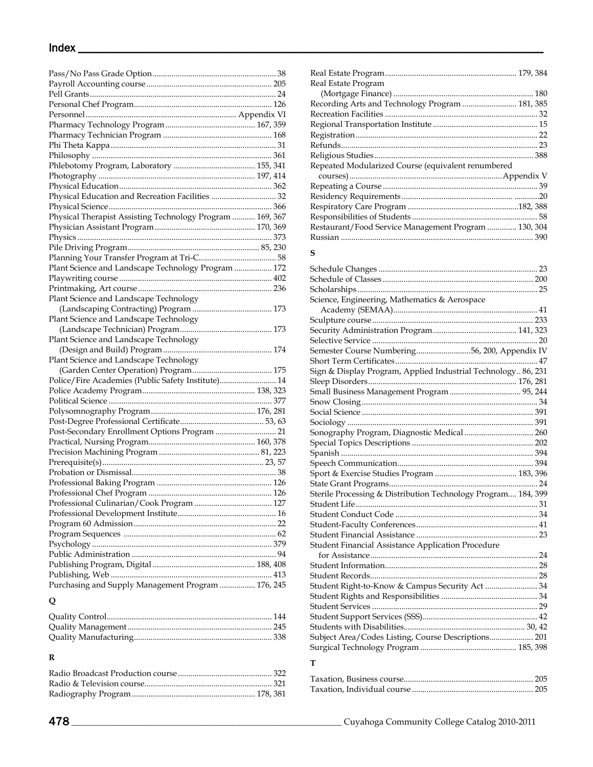## Index

Pass/No Pass Grade Option ........................................................... 38
Payroll Accounting course ............................................................ 205
Pell Grants ........................................................................................ 24
Personal Chef Program.................................................................. 126
Personnel ......................................................................... Appendix VI
Pharmacy Technology Program ........................................... 167, 359
Pharmacy Technician Program ................................................... 168
Phi Theta Kappa .............................................................................. 31
Philosophy ..................................................................................... 361
Phlebotomy Program, Laboratory ....................................... 155, 341
Photography .......................................................................... 197, 414
Physical Education ........................................................................ 362
Physical Education and Recreation Facilities ............................... 32
Physical Science ............................................................................. 366
Physical Therapist Assisting Technology Program ........... 169, 367
Physician Assistant Program ................................................ 170, 369
Physics ............................................................................................ 373
Pile Driving Program ............................................................... 85, 230
Planning Your Transfer Program at Tri-C.................................... 58
Plant Science and Landscape Technology Program .................. 172
Playwriting course ........................................................................ 402
Printmaking, Art course ................................................................ 236
Plant Science and Landscape Technology
(Landscaping Contracting) Program ...................................... 173
Plant Science and Landscape Technology
(Landscape Technician) Program............................................ 173
Plant Science and Landscape Technology
(Design and Build) Program .................................................... 174
Plant Science and Landscape Technology
(Garden Center Operation) Program ...................................... 175
Police/Fire Academies (Public Safety Institute)........................... 14
Police Academy Program ...................................................... 138, 323
Political Science ............................................................................. 377
Polysomnography Program .................................................. 176, 281
Post-Degree Professional Certificate ........................................ 53, 63
Post-Secondary Enrollment Options Program ............................. 21
Practical, Nursing Program................................................... 160, 378
Precision Machining Program ................................................ 81, 223
Prerequisite(s) ............................................................................. 23, 57
Probation or Dismissal.................................................................... 38
Professional Baking Program ....................................................... 126
Professional Chef Program ........................................................... 126
Professional Culinarian/Cook Program ..................................... 127
Professional Development Institute............................................... 16
Program 60 Admission .................................................................... 22
Program Sequences ......................................................................... 62
Psychology ..................................................................................... 379
Public Administration ..................................................................... 94
Publishing Program, Digital ................................................. 188, 408
Publishing, Web ............................................................................. 413
Purchasing and Supply Management Program ................. 176, 245

### Q

Quality Control.............................................................................. 144
Quality Management ..................................................................... 245
Quality Manufacturing.................................................................. 338

### R

Radio Broadcast Production course ............................................. 322
Radio & Television course............................................................. 321
Radiography Program .......................................................... 178, 381
Real Estate Program .............................................................. 179, 384
Real Estate Program
(Mortgage Finance) ................................................................... 180
Recording Arts and Technology Program .......................... 181, 385
Recreation Facilities ......................................................................... 32
Regional Transportation Institute .................................................. 15
Registration ....................................................................................... 22
Refunds.............................................................................................. 23
Religious Studies ............................................................................ 388
Repeated Modularized Course (equivalent renumbered
courses) .......................................................................... Appendix V
Repeating a Course .......................................................................... 39
Residency Requirements ................................................... ............20
Respiratory Care Program .....................................................182, 388
Responsibilities of Students ............................................................ 58
Restaurant/Food Service Management Program ............. 130, 304
Russian ............................................................................................ 390

### S

Schedule Changes ............................................................................ 23
Schedule of Classes ........................................................................ 200
Scholarships ...................................................................................... 25
Science, Engineering, Mathematics & Aerospace
Academy (SEMAA)..................................................................... 41
Sculpture course ............................................................................. 233
Security Administration Program........................................ 141, 323
Selective Service ............................................................................... 20
Semester Course Numbering..........................56, 200, Appendix IV
Short Term Certificates .................................................................... 47
Sign & Display Program, Applied Industrial Technology .. 86, 231
Sleep Disorders ....................................................................... 176, 281
Small Business Management Program .................................. 95, 244
Snow Closing .................................................................................... 34
Social Science ................................................................................. 391
Sociology ......................................................................................... 391
Sonography Program, Diagnostic Medical ................................. 260
Special Topics Descriptions .......................................................... 202
Spanish ............................................................................................ 394
Speech Communication................................................................. 394
Sport & Exercise Studies Program ....................................... 183, 396
State Grant Programs....................................................................... 24
Sterile Processing & Distribution Technology Program.... 184, 399
Student Life ...................................................................................... 31
Student Conduct Code .................................................................... 34
Student-Faculty Conferences .......................................................... 41
Student Financial Assistance .......................................................... 23
Student Financial Assistance Application Procedure
for Assistance ................................................................................ 24
Student Information......................................................................... 28
Student Records................................................................................ 28
Student Right-to-Know & Campus Security Act ......................... 34
Student Rights and Responsibilities .............................................. 34
Student Services ............................................................................... 29
Student Support Services (SSS)....................................................... 42
Students with Disabilities.......................................................... 30, 42
Subject Area/Codes Listing, Course Descriptions..................... 201
Surgical Technology Program .............................................. 185, 398

### T

Taxation, Business course.............................................................. 205
Taxation, Individual course .......................................................... 205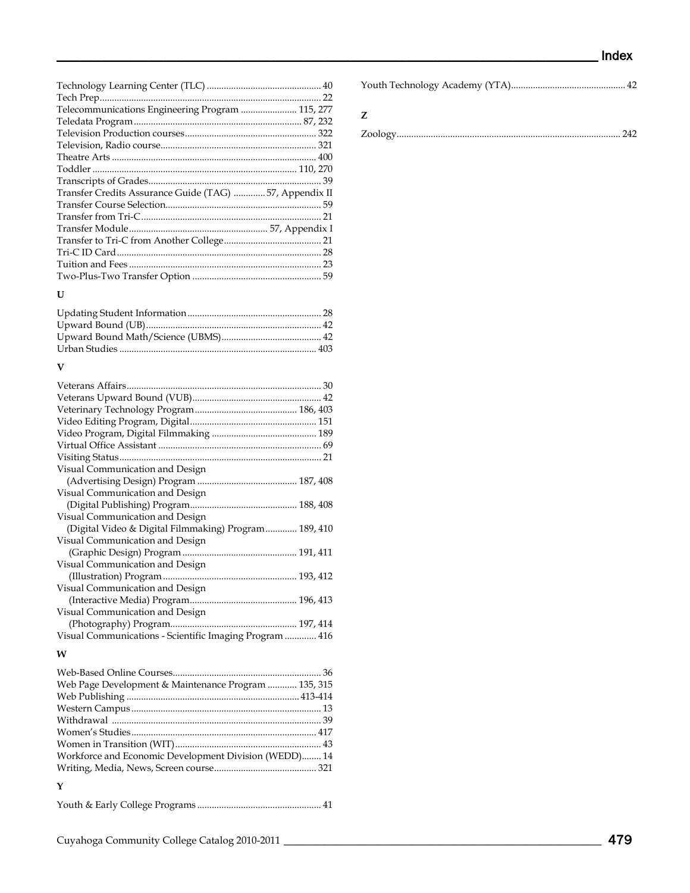Technology Learning Center (TLC) ............................................... 40
Tech Prep......................................................................................... 22
Telecommunications Engineering Program ....................... 115, 277
Teledata Program..................................................................... 87, 232
Television Production courses..................................................... 322
Television, Radio course............................................................... 321
Theatre Arts .................................................................................. 400
Toddler ..................................................................................... 110, 270
Transcripts of Grades...................................................................... 39
Transfer Credits Assurance Guide (TAG) ............. 57, Appendix II
Transfer Course Selection............................................................... 59
Transfer from Tri-C......................................................................... 21
Transfer Module......................................................... 57, Appendix I
Transfer to Tri-C from Another College........................................ 21
Tri-C ID Card................................................................................... 28
Tuition and Fees.............................................................................. 23
Two-Plus-Two Transfer Option .................................................... 59

**U**

Updating Student Information....................................................... 28
Upward Bound (UB)....................................................................... 42
Upward Bound Math/Science (UBMS)......................................... 42
Urban Studies ................................................................................ 403

**V**

Veterans Affairs............................................................................... 30
Veterans Upward Bound (VUB)..................................................... 42
Veterinary Technology Program.......................................... 186, 403
Video Editing Program, Digital.................................................... 151
Video Program, Digital Filmmaking ........................................... 189
Virtual Office Assistant .................................................................. 69
Visiting Status.................................................................................. 21
Visual Communication and Design
 (Advertising Design) Program ......................................... 187, 408
Visual Communication and Design
 (Digital Publishing) Program............................................ 188, 408
Visual Communication and Design
 (Digital Video & Digital Filmmaking) Program............. 189, 410
Visual Communication and Design
 (Graphic Design) Program ............................................... 191, 411
Visual Communication and Design
 (Illustration) Program ....................................................... 193, 412
Visual Communication and Design
 (Interactive Media) Program............................................ 196, 413
Visual Communication and Design
 (Photography) Program.................................................... 197, 414
Visual Communications - Scientific Imaging Program ............. 416

**W**

Web-Based Online Courses............................................................. 36
Web Page Development & Maintenance Program ............ 135, 315
Web Publishing ....................................................................... 413-414
Western Campus ............................................................................. 13
Withdrawal ..................................................................................... 39
Women's Studies........................................................................... 417
Women in Transition (WIT)............................................................ 43
Workforce and Economic Development Division (WEDD)........ 14
Writing, Media, News, Screen course.......................................... 321

**Y**

Youth & Early College Programs .................................................. 41
Youth Technology Academy (YTA)............................................... 42

**Z**

Zoology........................................................................................... 242